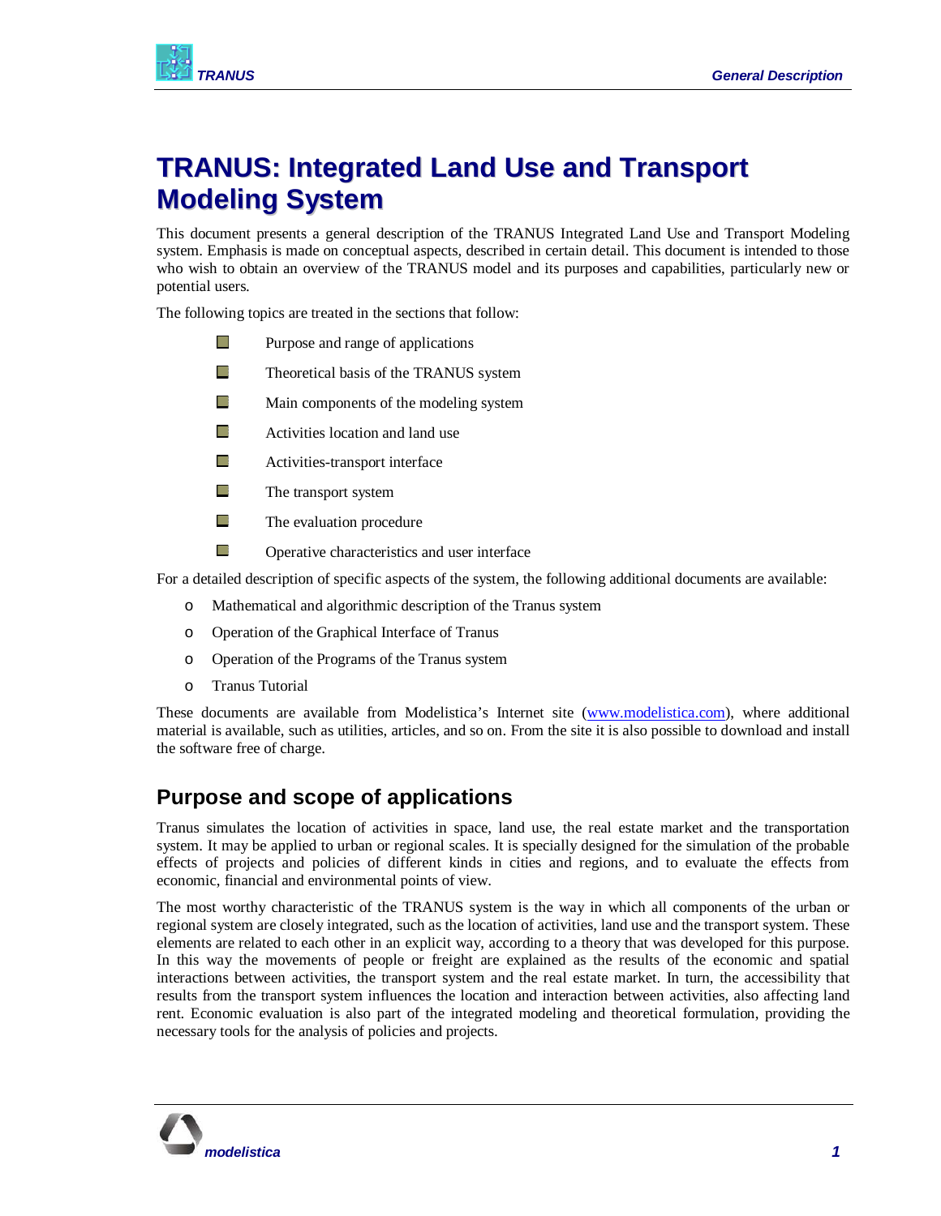# TRANUS: Integrated Land Use and Transport Modeling System

This document presents a general description of the TRANUS Integrated Land Use and Transport Modeling system. Emphasis is made on conceptual aspects, described in certain detail. This document is intended to those who wish to obtain an overview of the TRANUS model and its purposes and capabilities, particularly new or potential users.

The following topics are treated in the sections that follow:

- Purpose and range of applications
- Theoretical basis of the TRANUS system
- Main components of the modeling system
- Activities location and land use
- Activities-transport interface
- The transport system
- The evaluation procedure
- Operative characteristics and user interface

For a detailed description of specific aspects of the system, the following additional documents are available:

- Mathematical and algorithmic description of the Tranus system
- Operation of the Graphical Interface of Tranus
- Operation of the Programs of the Tranus system
- Tranus Tutorial

These documents are available from Modelistica's Internet site ([www.modelistica.com](http://www.modelistica.com)), where additional material is available, such as utilities, articles, and so on. From the site it is also possible to download and install the software free of charge.

## Purpose and scope of applications

Tranus simulates the location of activities in space, land use, the real estate market and the transportation system. It may be applied to urban or regional scales. It is specially designed for the simulation of the probable effects of projects and policies of different kinds in cities and regions, and to evaluate the effects from economic, financial and environmental points of view.

The most worthy characteristic of the TRANUS system is the way in which all components of the urban or regional system are closely integrated, such as the location of activities, land use and the transport system. These elements are related to each other in an explicit way, according to a theory that was developed for this purpose. In this way the movements of people or freight are explained as the results of the economic and spatial interactions between activities, the transport system and the real estate market. In turn, the accessibility that results from the transport system influences the location and interaction between activities, also affecting land rent. Economic evaluation is also part of the integrated modeling and theoretical formulation, providing the necessary tools for the analysis of policies and projects.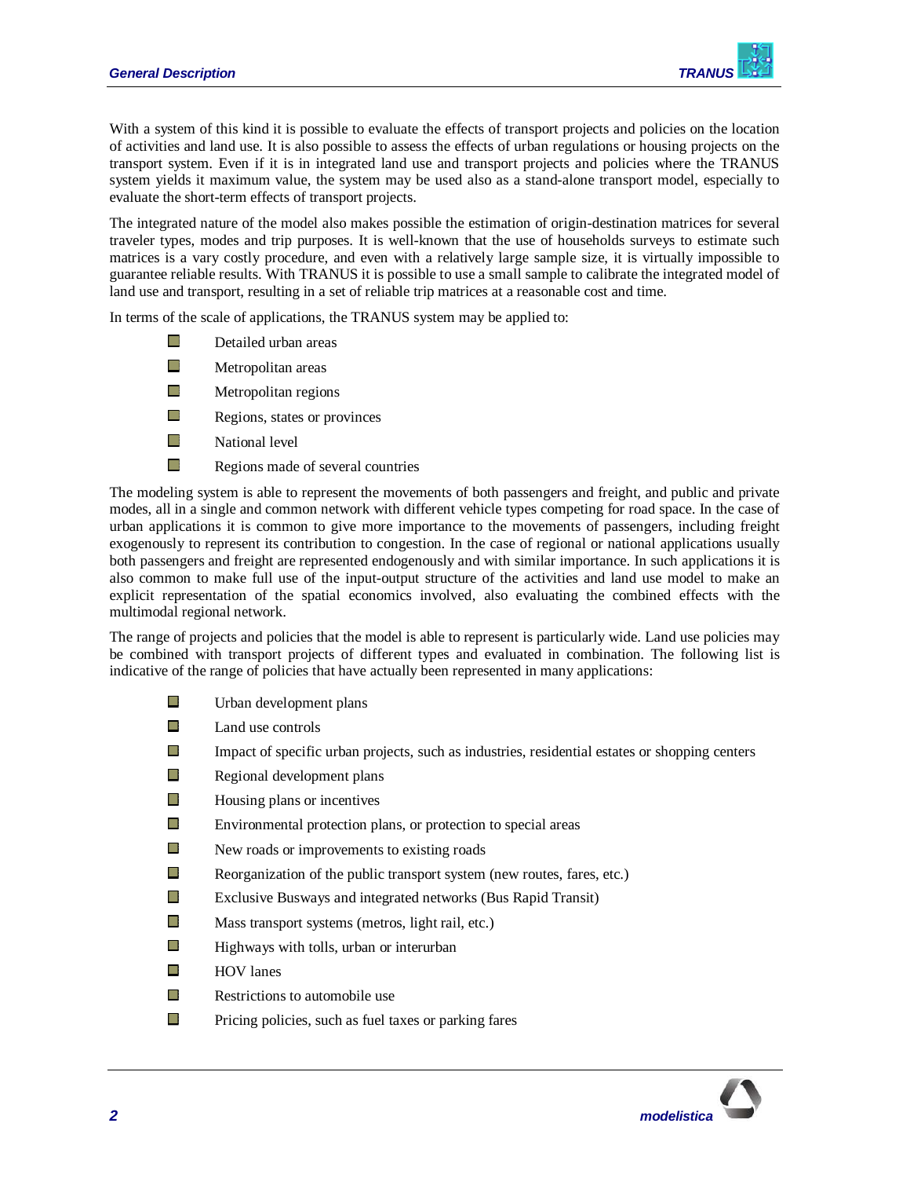With a system of this kind it is possible to evaluate the effects of transport projects and policies on the location of activities and land use. It is also possible to assess the effects of urban regulations or housing projects on the transport system. Even if it is in integrated land use and transport projects and policies where the TRANUS system yields it maximum value, the system may be used also as a stand-alone transport model, especially to evaluate the short-term effects of transport projects.

The integrated nature of the model also makes possible the estimation of origin-destination matrices for several traveler types, modes and trip purposes. It is well-known that the use of households surveys to estimate such matrices is a vary costly procedure, and even with a relatively large sample size, it is virtually impossible to guarantee reliable results. With TRANUS it is possible to use a small sample to calibrate the integrated model of land use and transport, resulting in a set of reliable trip matrices at a reasonable cost and time.

In terms of the scale of applications, the TRANUS system may be applied to:

- Detailed urban areas
- Metropolitan areas
- Metropolitan regions
- Regions, states or provinces
- National level
- Regions made of several countries

The modeling system is able to represent the movements of both passengers and freight, and public and private modes, all in a single and common network with different vehicle types competing for road space. In the case of urban applications it is common to give more importance to the movements of passengers, including freight exogenously to represent its contribution to congestion. In the case of regional or national applications usually both passengers and freight are represented endogenously and with similar importance. In such applications it is also common to make full use of the input-output structure of the activities and land use model to make an explicit representation of the spatial economics involved, also evaluating the combined effects with the multimodal regional network.

The range of projects and policies that the model is able to represent is particularly wide. Land use policies may be combined with transport projects of different types and evaluated in combination. The following list is indicative of the range of policies that have actually been represented in many applications:

- Urban development plans
- Land use controls
- Impact of specific urban projects, such as industries, residential estates or shopping centers
- Regional development plans
- Housing plans or incentives
- Environmental protection plans, or protection to special areas
- New roads or improvements to existing roads
- Reorganization of the public transport system (new routes, fares, etc.)
- Exclusive Busways and integrated networks (Bus Rapid Transit)
- Mass transport systems (metros, light rail, etc.)
- Highways with tolls, urban or interurban
- HOV lanes
- Restrictions to automobile use
- Pricing policies, such as fuel taxes or parking fares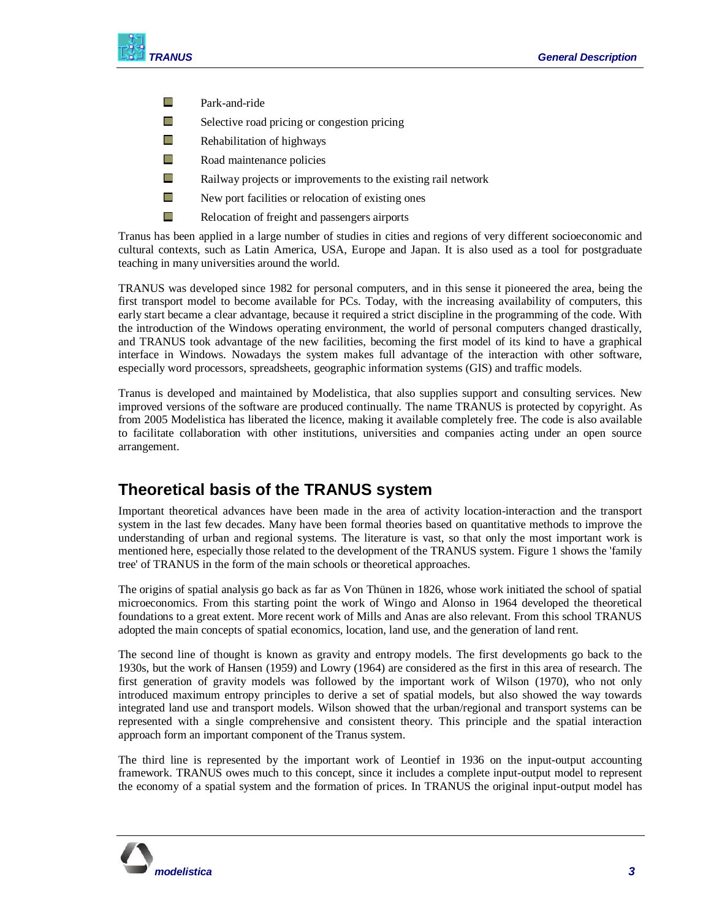- Park-and-ride
- Selective road pricing or congestion pricing
- Rehabilitation of highways
- Road maintenance policies
- Railway projects or improvements to the existing rail network
- New port facilities or relocation of existing ones
- Relocation of freight and passengers airports

Tranus has been applied in a large number of studies in cities and regions of very different socioeconomic and cultural contexts, such as Latin America, USA, Europe and Japan. It is also used as a tool for postgraduate teaching in many universities around the world.

TRANUS was developed since 1982 for personal computers, and in this sense it pioneered the area, being the first transport model to become available for PCs. Today, with the increasing availability of computers, this early start became a clear advantage, because it required a strict discipline in the programming of the code. With the introduction of the Windows operating environment, the world of personal computers changed drastically, and TRANUS took advantage of the new facilities, becoming the first model of its kind to have a graphical interface in Windows. Nowadays the system makes full advantage of the interaction with other software, especially word processors, spreadsheets, geographic information systems (GIS) and traffic models.

Tranus is developed and maintained by Modelistica, that also supplies support and consulting services. New improved versions of the software are produced continually. The name TRANUS is protected by copyright. As from 2005 Modelistica has liberated the licence, making it available completely free. The code is also available to facilitate collaboration with other institutions, universities and companies acting under an open source arrangement.

## Theoretical basis of the TRANUS system

Important theoretical advances have been made in the area of activity location-interaction and the transport system in the last few decades. Many have been formal theories based on quantitative methods to improve the understanding of urban and regional systems. The literature is vast, so that only the most important work is mentioned here, especially those related to the development of the TRANUS system. Figure 1 shows the 'family tree' of TRANUS in the form of the main schools or theoretical approaches.

The origins of spatial analysis go back as far as Von Thünen in 1826, whose work initiated the school of spatial microeconomics. From this starting point the work of Wingo and Alonso in 1964 developed the theoretical foundations to a great extent. More recent work of Mills and Anas are also relevant. From this school TRANUS adopted the main concepts of spatial economics, location, land use, and the generation of land rent.

The second line of thought is known as gravity and entropy models. The first developments go back to the 1930s, but the work of Hansen (1959) and Lowry (1964) are considered as the first in this area of research. The first generation of gravity models was followed by the important work of Wilson (1970), who not only introduced maximum entropy principles to derive a set of spatial models, but also showed the way towards integrated land use and transport models. Wilson showed that the urban/regional and transport systems can be represented with a single comprehensive and consistent theory. This principle and the spatial interaction approach form an important component of the Tranus system.

The third line is represented by the important work of Leontief in 1936 on the input-output accounting framework. TRANUS owes much to this concept, since it includes a complete input-output model to represent the economy of a spatial system and the formation of prices. In TRANUS the original input-output model has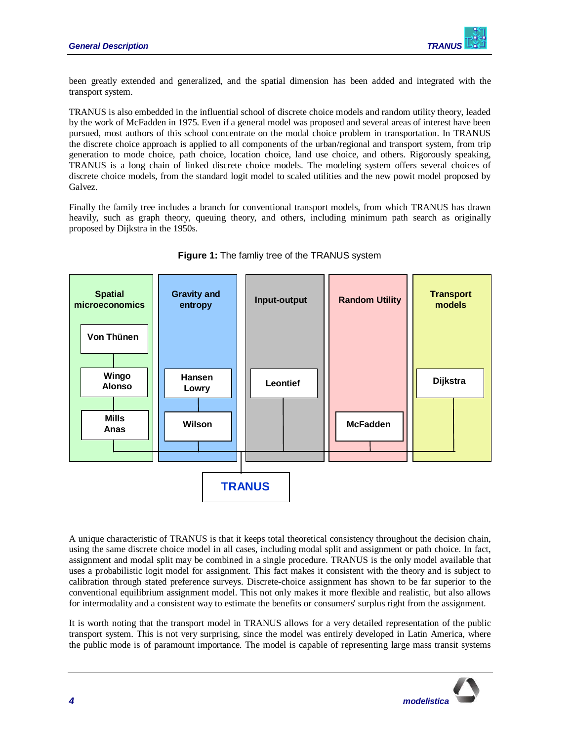been greatly extended and generalized, and the spatial dimension has been added and integrated with the transport system.

TRANUS is also embedded in the influential school of discrete choice models and random utility theory, leaded by the work of McFadden in 1975. Even if a general model was proposed and several areas of interest have been pursued, most authors of this school concentrate on the modal choice problem in transportation. In TRANUS the discrete choice approach is applied to all components of the urban/regional and transport system, from trip generation to mode choice, path choice, location choice, land use choice, and others. Rigorously speaking, TRANUS is a long chain of linked discrete choice models. The modeling system offers several choices of discrete choice models, from the standard logit model to scaled utilities and the new powit model proposed by Galvez.

Finally the family tree includes a branch for conventional transport models, from which TRANUS has drawn heavily, such as graph theory, queuing theory, and others, including minimum path search as originally proposed by Dijkstra in the 1950s.

**Figure 1:** The famliy tree of the TRANUS system

Spatial microeconomics
Von Thünen
Wingo Alonso
Mills Anas

Gravity and entropy
Hansen Lowry
Wilson

Input-output
Leontief

Random Utility
McFadden

Transport models
Dijkstra

TRANUS

A unique characteristic of TRANUS is that it keeps total theoretical consistency throughout the decision chain, using the same discrete choice model in all cases, including modal split and assignment or path choice. In fact, assignment and modal split may be combined in a single procedure. TRANUS is the only model available that uses a probabilistic logit model for assignment. This fact makes it consistent with the theory and is subject to calibration through stated preference surveys. Discrete-choice assignment has shown to be far superior to the conventional equilibrium assignment model. This not only makes it more flexible and realistic, but also allows for intermodality and a consistent way to estimate the benefits or consumers' surplus right from the assignment.

It is worth noting that the transport model in TRANUS allows for a very detailed representation of the public transport system. This is not very surprising, since the model was entirely developed in Latin America, where the public mode is of paramount importance. The model is capable of representing large mass transit systems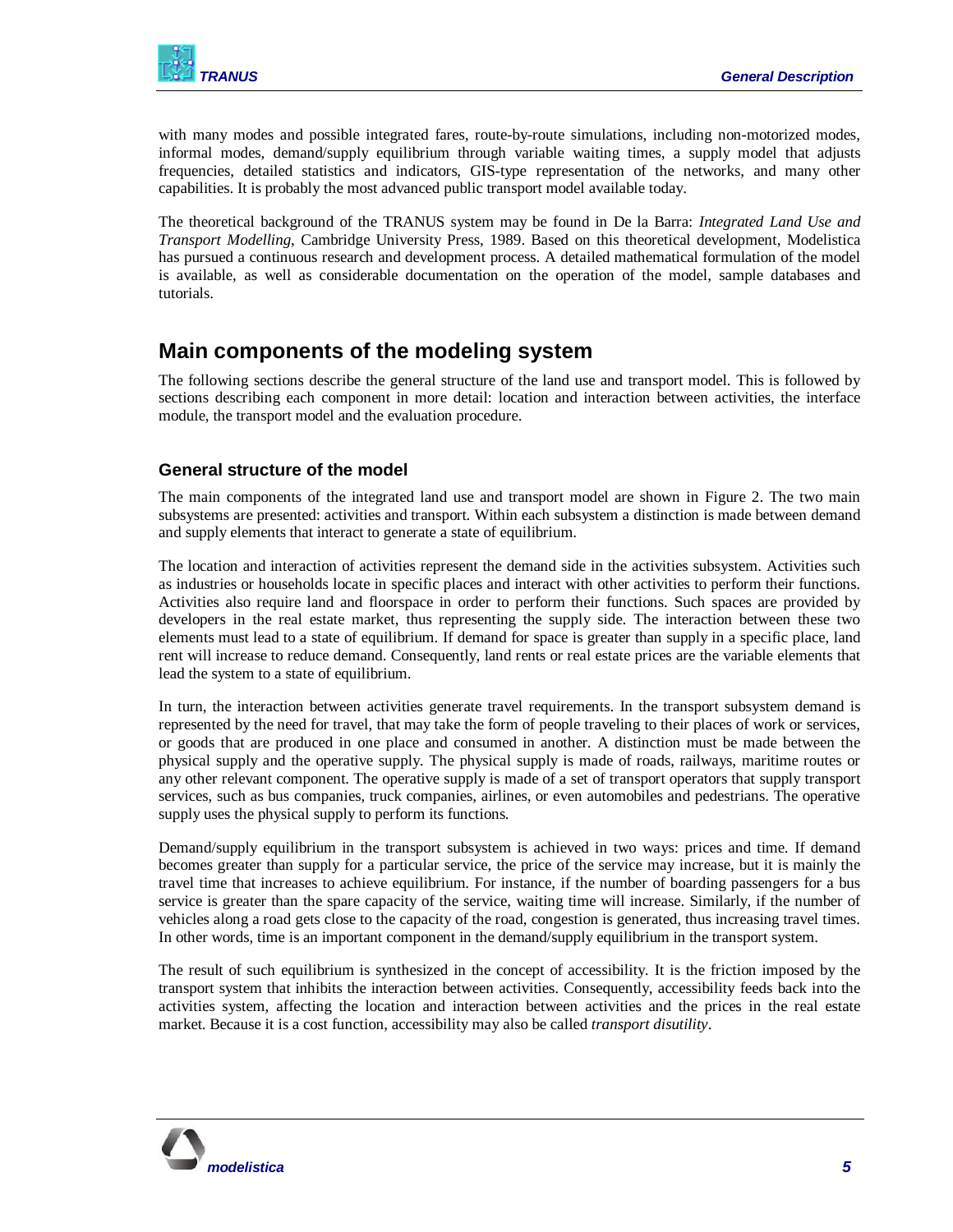with many modes and possible integrated fares, route-by-route simulations, including non-motorized modes, informal modes, demand/supply equilibrium through variable waiting times, a supply model that adjusts frequencies, detailed statistics and indicators, GIS-type representation of the networks, and many other capabilities. It is probably the most advanced public transport model available today.

The theoretical background of the TRANUS system may be found in De la Barra: *Integrated Land Use and Transport Modelling*, Cambridge University Press, 1989. Based on this theoretical development, Modelistica has pursued a continuous research and development process. A detailed mathematical formulation of the model is available, as well as considerable documentation on the operation of the model, sample databases and tutorials.

## Main components of the modeling system

The following sections describe the general structure of the land use and transport model. This is followed by sections describing each component in more detail: location and interaction between activities, the interface module, the transport model and the evaluation procedure.

### General structure of the model

The main components of the integrated land use and transport model are shown in Figure 2. The two main subsystems are presented: activities and transport. Within each subsystem a distinction is made between demand and supply elements that interact to generate a state of equilibrium.

The location and interaction of activities represent the demand side in the activities subsystem. Activities such as industries or households locate in specific places and interact with other activities to perform their functions. Activities also require land and floorspace in order to perform their functions. Such spaces are provided by developers in the real estate market, thus representing the supply side. The interaction between these two elements must lead to a state of equilibrium. If demand for space is greater than supply in a specific place, land rent will increase to reduce demand. Consequently, land rents or real estate prices are the variable elements that lead the system to a state of equilibrium.

In turn, the interaction between activities generate travel requirements. In the transport subsystem demand is represented by the need for travel, that may take the form of people traveling to their places of work or services, or goods that are produced in one place and consumed in another. A distinction must be made between the physical supply and the operative supply. The physical supply is made of roads, railways, maritime routes or any other relevant component. The operative supply is made of a set of transport operators that supply transport services, such as bus companies, truck companies, airlines, or even automobiles and pedestrians. The operative supply uses the physical supply to perform its functions.

Demand/supply equilibrium in the transport subsystem is achieved in two ways: prices and time. If demand becomes greater than supply for a particular service, the price of the service may increase, but it is mainly the travel time that increases to achieve equilibrium. For instance, if the number of boarding passengers for a bus service is greater than the spare capacity of the service, waiting time will increase. Similarly, if the number of vehicles along a road gets close to the capacity of the road, congestion is generated, thus increasing travel times. In other words, time is an important component in the demand/supply equilibrium in the transport system.

The result of such equilibrium is synthesized in the concept of accessibility. It is the friction imposed by the transport system that inhibits the interaction between activities. Consequently, accessibility feeds back into the activities system, affecting the location and interaction between activities and the prices in the real estate market. Because it is a cost function, accessibility may also be called *transport disutility*.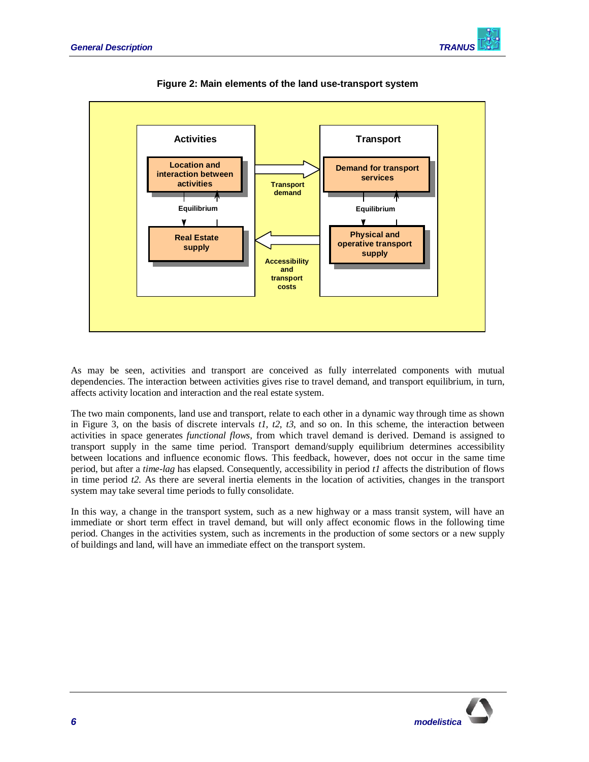**Figure 2: Main elements of the land use-transport system**

Activities

Location and interaction between activities

Equilibrium

Real Estate supply

Transport demand

Accessibility and transport costs

Transport

Demand for transport services

Equilibrium

Physical and operative transport supply

As may be seen, activities and transport are conceived as fully interrelated components with mutual dependencies. The interaction between activities gives rise to travel demand, and transport equilibrium, in turn, affects activity location and interaction and the real estate system.

The two main components, land use and transport, relate to each other in a dynamic way through time as shown in Figure 3, on the basis of discrete intervals *t1, t2, t3*, and so on. In this scheme, the interaction between activities in space generates *functional flows*, from which travel demand is derived. Demand is assigned to transport supply in the same time period. Transport demand/supply equilibrium determines accessibility between locations and influence economic flows. This feedback, however, does not occur in the same time period, but after a *time-lag* has elapsed. Consequently, accessibility in period *t1* affects the distribution of flows in time period *t2.* As there are several inertia elements in the location of activities, changes in the transport system may take several time periods to fully consolidate.

In this way, a change in the transport system, such as a new highway or a mass transit system, will have an immediate or short term effect in travel demand, but will only affect economic flows in the following time period. Changes in the activities system, such as increments in the production of some sectors or a new supply of buildings and land, will have an immediate effect on the transport system.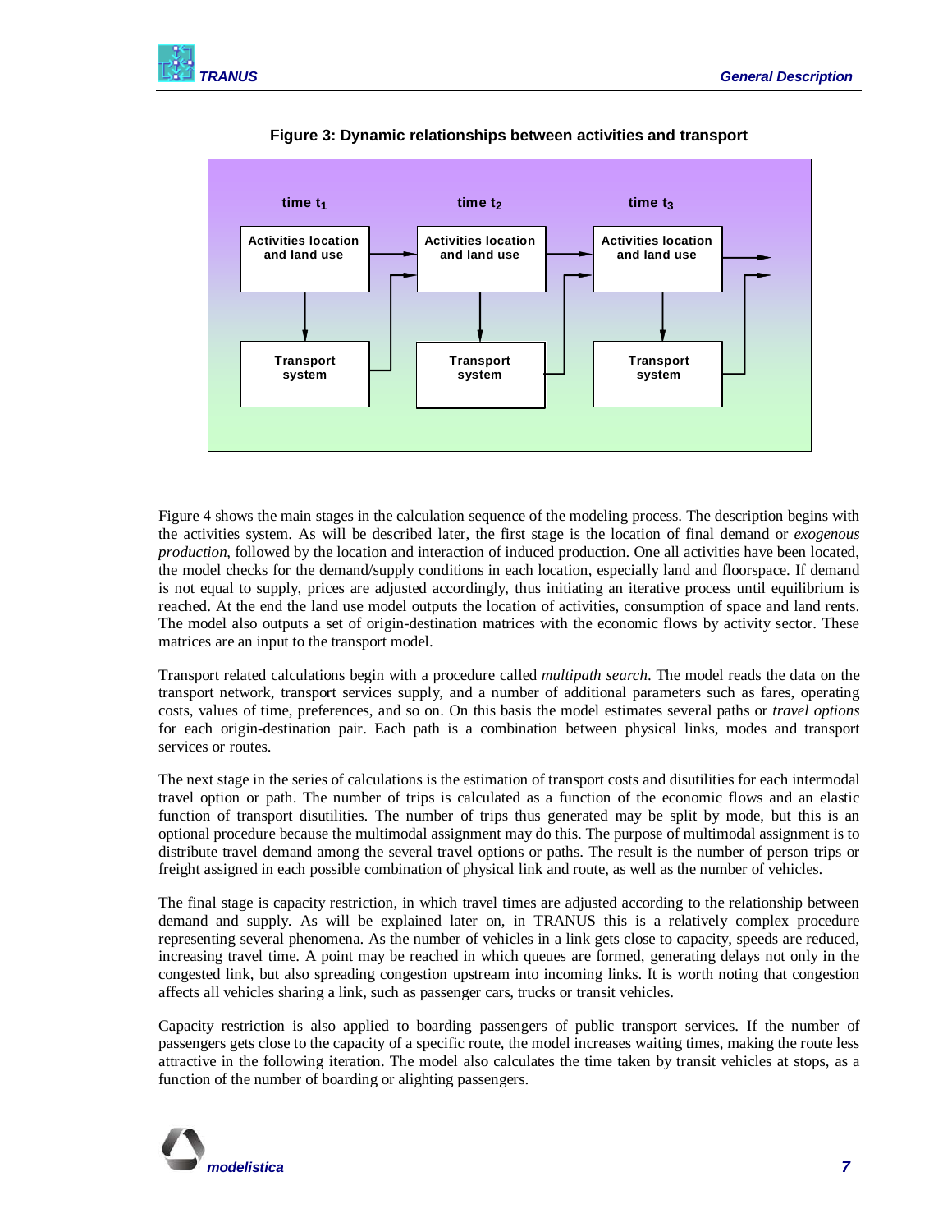**Figure 3: Dynamic relationships between activities and transport**

time $t_1$

time $t_2$

time $t_3$

Activities location and land use

Activities location and land use

Activities location and land use

Transport system

Transport system

Transport system

Figure 4 shows the main stages in the calculation sequence of the modeling process. The description begins with the activities system. As will be described later, the first stage is the location of final demand or *exogenous production*, followed by the location and interaction of induced production. One all activities have been located, the model checks for the demand/supply conditions in each location, especially land and floorspace. If demand is not equal to supply, prices are adjusted accordingly, thus initiating an iterative process until equilibrium is reached. At the end the land use model outputs the location of activities, consumption of space and land rents. The model also outputs a set of origin-destination matrices with the economic flows by activity sector. These matrices are an input to the transport model.

Transport related calculations begin with a procedure called *multipath search*. The model reads the data on the transport network, transport services supply, and a number of additional parameters such as fares, operating costs, values of time, preferences, and so on. On this basis the model estimates several paths or *travel options* for each origin-destination pair. Each path is a combination between physical links, modes and transport services or routes.

The next stage in the series of calculations is the estimation of transport costs and disutilities for each intermodal travel option or path. The number of trips is calculated as a function of the economic flows and an elastic function of transport disutilities. The number of trips thus generated may be split by mode, but this is an optional procedure because the multimodal assignment may do this. The purpose of multimodal assignment is to distribute travel demand among the several travel options or paths. The result is the number of person trips or freight assigned in each possible combination of physical link and route, as well as the number of vehicles.

The final stage is capacity restriction, in which travel times are adjusted according to the relationship between demand and supply. As will be explained later on, in TRANUS this is a relatively complex procedure representing several phenomena. As the number of vehicles in a link gets close to capacity, speeds are reduced, increasing travel time. A point may be reached in which queues are formed, generating delays not only in the congested link, but also spreading congestion upstream into incoming links. It is worth noting that congestion affects all vehicles sharing a link, such as passenger cars, trucks or transit vehicles.

Capacity restriction is also applied to boarding passengers of public transport services. If the number of passengers gets close to the capacity of a specific route, the model increases waiting times, making the route less attractive in the following iteration. The model also calculates the time taken by transit vehicles at stops, as a function of the number of boarding or alighting passengers.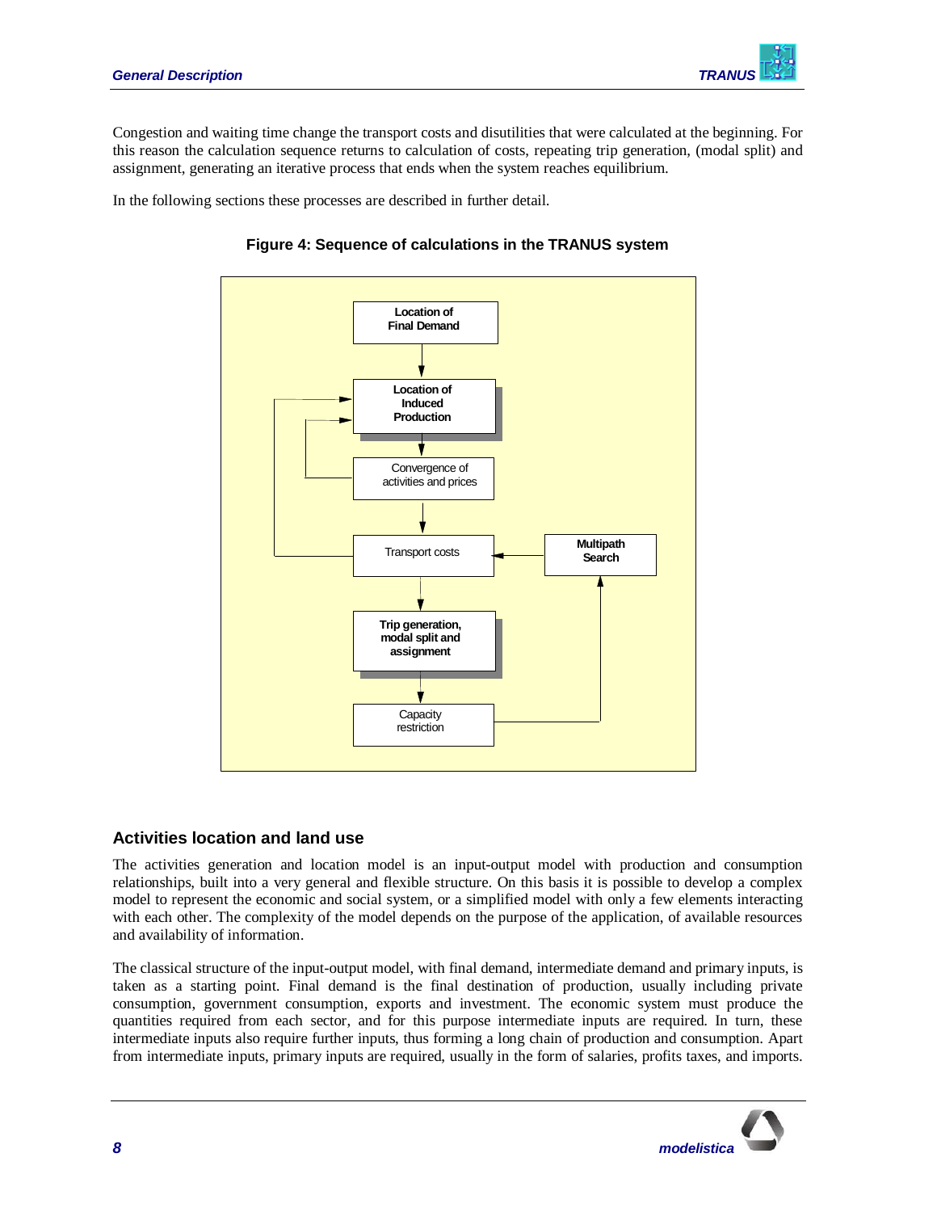Congestion and waiting time change the transport costs and disutilities that were calculated at the beginning. For this reason the calculation sequence returns to calculation of costs, repeating trip generation, (modal split) and assignment, generating an iterative process that ends when the system reaches equilibrium.

In the following sections these processes are described in further detail.

**Figure 4: Sequence of calculations in the TRANUS system**

Location of Final Demand

Location of Induced Production

Convergence of activities and prices

Transport costs

Multipath Search

Trip generation, modal split and assignment

Capacity restriction

## Activities location and land use

The activities generation and location model is an input-output model with production and consumption relationships, built into a very general and flexible structure. On this basis it is possible to develop a complex model to represent the economic and social system, or a simplified model with only a few elements interacting with each other. The complexity of the model depends on the purpose of the application, of available resources and availability of information.

The classical structure of the input-output model, with final demand, intermediate demand and primary inputs, is taken as a starting point. Final demand is the final destination of production, usually including private consumption, government consumption, exports and investment. The economic system must produce the quantities required from each sector, and for this purpose intermediate inputs are required. In turn, these intermediate inputs also require further inputs, thus forming a long chain of production and consumption. Apart from intermediate inputs, primary inputs are required, usually in the form of salaries, profits taxes, and imports.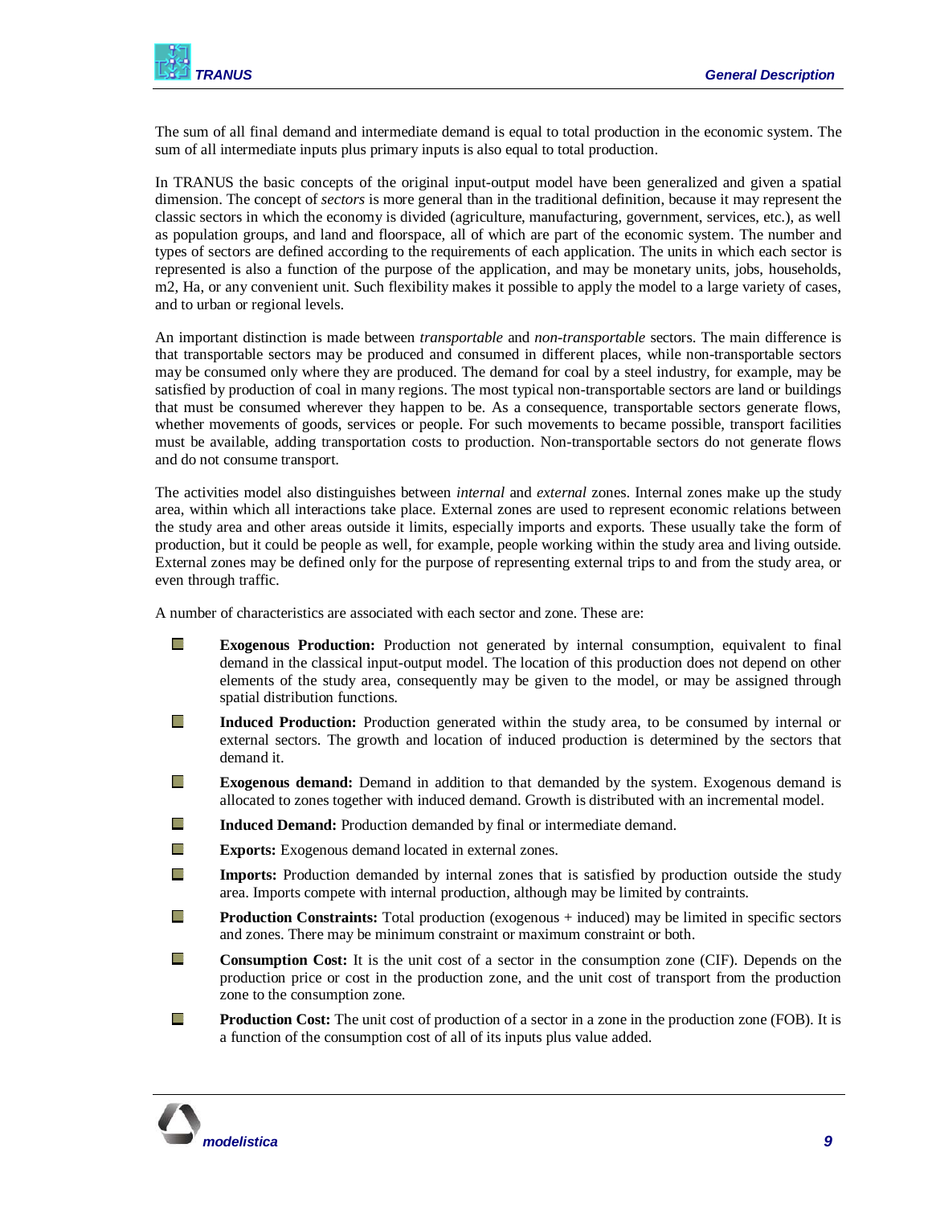The sum of all final demand and intermediate demand is equal to total production in the economic system. The sum of all intermediate inputs plus primary inputs is also equal to total production.

In TRANUS the basic concepts of the original input-output model have been generalized and given a spatial dimension. The concept of *sectors* is more general than in the traditional definition, because it may represent the classic sectors in which the economy is divided (agriculture, manufacturing, government, services, etc.), as well as population groups, and land and floorspace, all of which are part of the economic system. The number and types of sectors are defined according to the requirements of each application. The units in which each sector is represented is also a function of the purpose of the application, and may be monetary units, jobs, households, m2, Ha, or any convenient unit. Such flexibility makes it possible to apply the model to a large variety of cases, and to urban or regional levels.

An important distinction is made between *transportable* and *non-transportable* sectors. The main difference is that transportable sectors may be produced and consumed in different places, while non-transportable sectors may be consumed only where they are produced. The demand for coal by a steel industry, for example, may be satisfied by production of coal in many regions. The most typical non-transportable sectors are land or buildings that must be consumed wherever they happen to be. As a consequence, transportable sectors generate flows, whether movements of goods, services or people. For such movements to became possible, transport facilities must be available, adding transportation costs to production. Non-transportable sectors do not generate flows and do not consume transport.

The activities model also distinguishes between *internal* and *external* zones. Internal zones make up the study area, within which all interactions take place. External zones are used to represent economic relations between the study area and other areas outside it limits, especially imports and exports. These usually take the form of production, but it could be people as well, for example, people working within the study area and living outside. External zones may be defined only for the purpose of representing external trips to and from the study area, or even through traffic.

A number of characteristics are associated with each sector and zone. These are:

- **Exogenous Production:** Production not generated by internal consumption, equivalent to final demand in the classical input-output model. The location of this production does not depend on other elements of the study area, consequently may be given to the model, or may be assigned through spatial distribution functions.
- **Induced Production:** Production generated within the study area, to be consumed by internal or external sectors. The growth and location of induced production is determined by the sectors that demand it.
- **Exogenous demand:** Demand in addition to that demanded by the system. Exogenous demand is allocated to zones together with induced demand. Growth is distributed with an incremental model.
- **Induced Demand:** Production demanded by final or intermediate demand.
- **Exports:** Exogenous demand located in external zones.
- **Imports:** Production demanded by internal zones that is satisfied by production outside the study area. Imports compete with internal production, although may be limited by contraints.
- **Production Constraints:** Total production (exogenous + induced) may be limited in specific sectors and zones. There may be minimum constraint or maximum constraint or both.
- **Consumption Cost:** It is the unit cost of a sector in the consumption zone (CIF). Depends on the production price or cost in the production zone, and the unit cost of transport from the production zone to the consumption zone.
- **Production Cost:** The unit cost of production of a sector in a zone in the production zone (FOB). It is a function of the consumption cost of all of its inputs plus value added.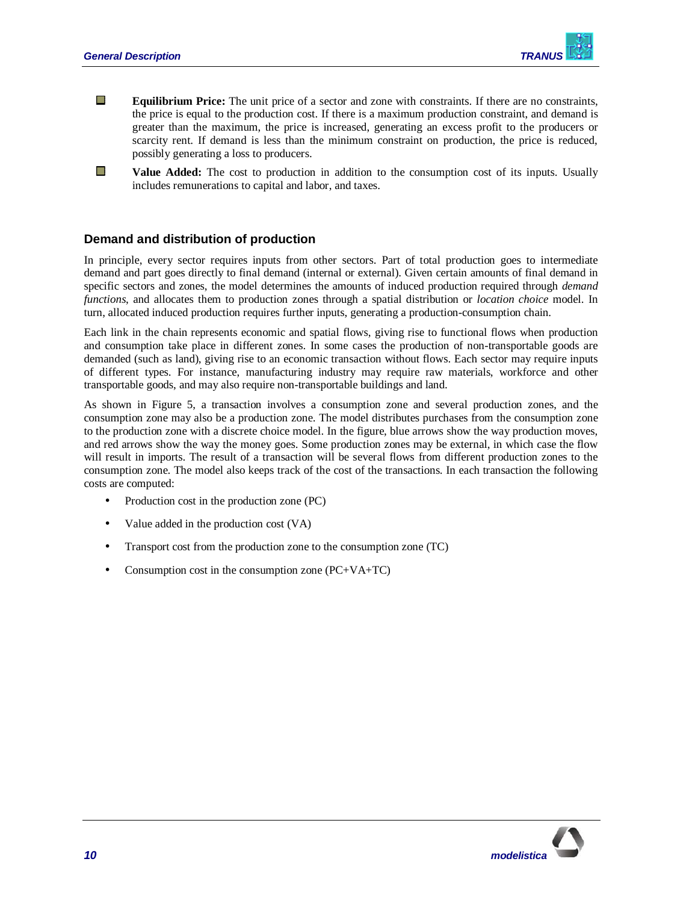- **Equilibrium Price:** The unit price of a sector and zone with constraints. If there are no constraints, the price is equal to the production cost. If there is a maximum production constraint, and demand is greater than the maximum, the price is increased, generating an excess profit to the producers or scarcity rent. If demand is less than the minimum constraint on production, the price is reduced, possibly generating a loss to producers.
- **Value Added:** The cost to production in addition to the consumption cost of its inputs. Usually includes remunerations to capital and labor, and taxes.

### Demand and distribution of production

In principle, every sector requires inputs from other sectors. Part of total production goes to intermediate demand and part goes directly to final demand (internal or external). Given certain amounts of final demand in specific sectors and zones, the model determines the amounts of induced production required through *demand functions*, and allocates them to production zones through a spatial distribution or *location choice* model. In turn, allocated induced production requires further inputs, generating a production-consumption chain.

Each link in the chain represents economic and spatial flows, giving rise to functional flows when production and consumption take place in different zones. In some cases the production of non-transportable goods are demanded (such as land), giving rise to an economic transaction without flows. Each sector may require inputs of different types. For instance, manufacturing industry may require raw materials, workforce and other transportable goods, and may also require non-transportable buildings and land.

As shown in Figure 5, a transaction involves a consumption zone and several production zones, and the consumption zone may also be a production zone. The model distributes purchases from the consumption zone to the production zone with a discrete choice model. In the figure, blue arrows show the way production moves, and red arrows show the way the money goes. Some production zones may be external, in which case the flow will result in imports. The result of a transaction will be several flows from different production zones to the consumption zone. The model also keeps track of the cost of the transactions. In each transaction the following costs are computed:

- Production cost in the production zone (PC)
- Value added in the production cost (VA)
- Transport cost from the production zone to the consumption zone (TC)
- Consumption cost in the consumption zone (PC+VA+TC)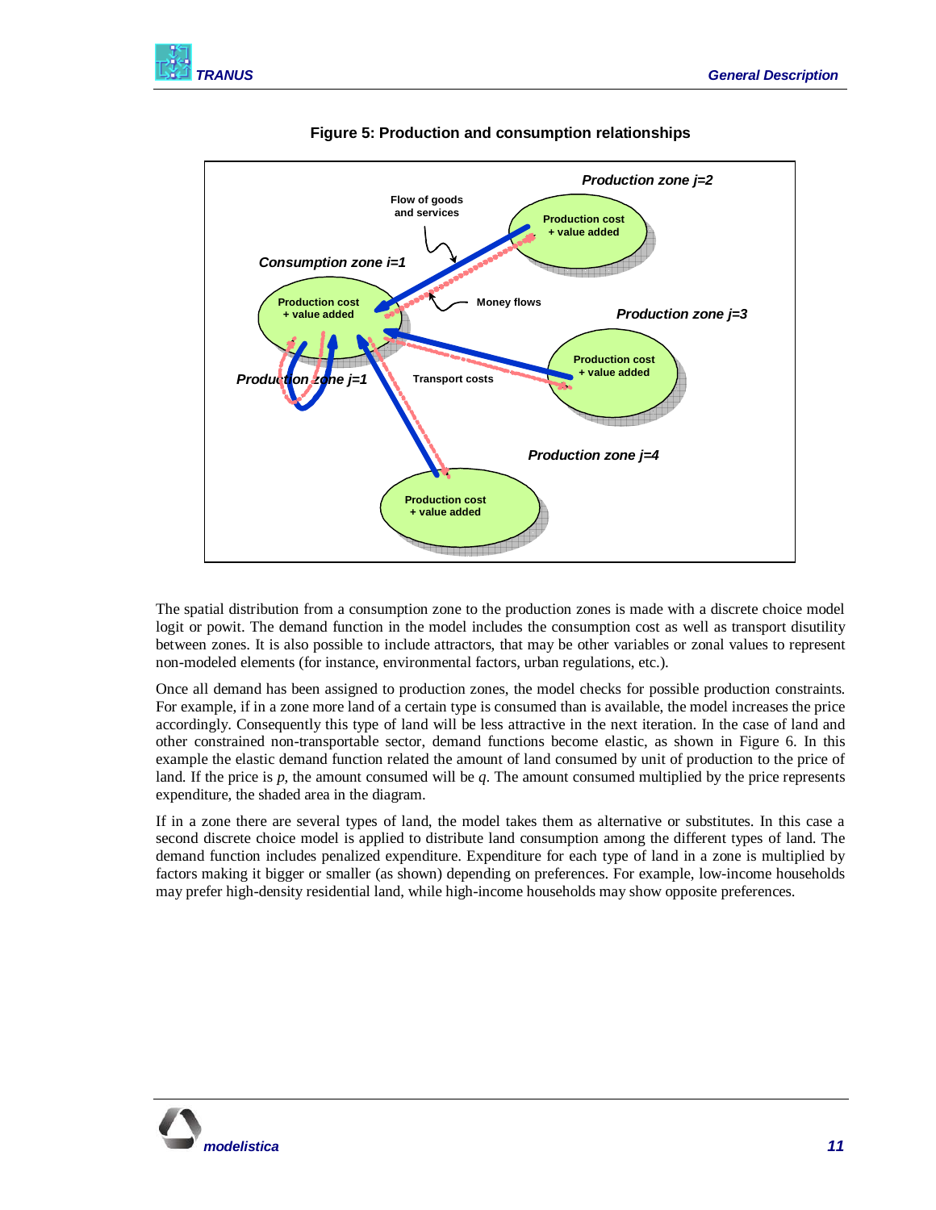**Figure 5: Production and consumption relationships**

Production zone j=2

Flow of goods and services

Production cost + value added

Consumption zone i=1

Production cost + value added

Money flows

Production zone j=3

Production cost + value added

Production zone j=1

Transport costs

Production zone j=4

Production cost + value added

The spatial distribution from a consumption zone to the production zones is made with a discrete choice model logit or powit. The demand function in the model includes the consumption cost as well as transport disutility between zones. It is also possible to include attractors, that may be other variables or zonal values to represent non-modeled elements (for instance, environmental factors, urban regulations, etc.).

Once all demand has been assigned to production zones, the model checks for possible production constraints. For example, if in a zone more land of a certain type is consumed than is available, the model increases the price accordingly. Consequently this type of land will be less attractive in the next iteration. In the case of land and other constrained non-transportable sector, demand functions become elastic, as shown in Figure 6. In this example the elastic demand function related the amount of land consumed by unit of production to the price of land. If the price is $p$, the amount consumed will be $q$. The amount consumed multiplied by the price represents expenditure, the shaded area in the diagram.

If in a zone there are several types of land, the model takes them as alternative or substitutes. In this case a second discrete choice model is applied to distribute land consumption among the different types of land. The demand function includes penalized expenditure. Expenditure for each type of land in a zone is multiplied by factors making it bigger or smaller (as shown) depending on preferences. For example, low-income households may prefer high-density residential land, while high-income households may show opposite preferences.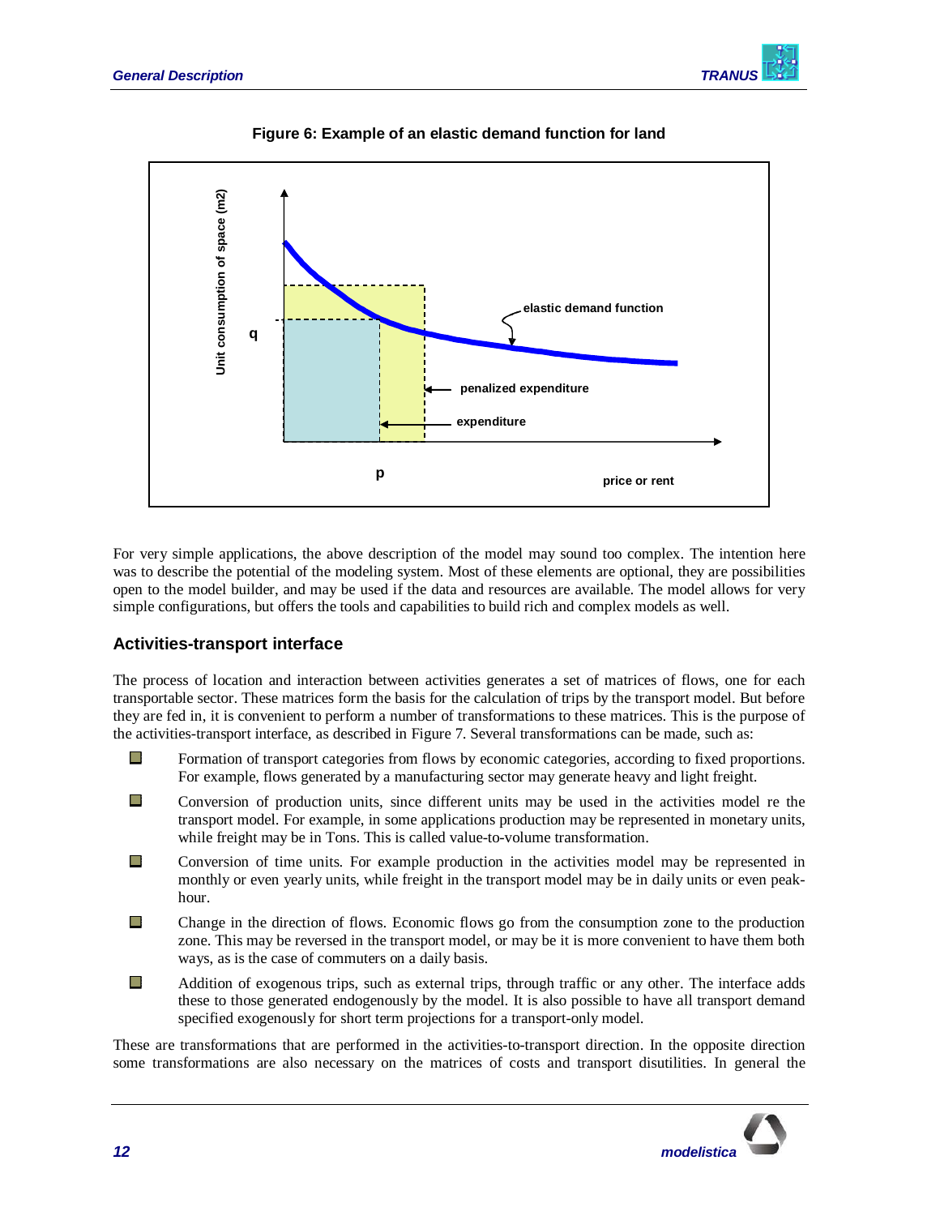**Figure 6: Example of an elastic demand function for land**

Unit consumption of space (m2)

q

elastic demand function

penalized expenditure

expenditure

p

price or rent

For very simple applications, the above description of the model may sound too complex. The intention here was to describe the potential of the modeling system. Most of these elements are optional, they are possibilities open to the model builder, and may be used if the data and resources are available. The model allows for very simple configurations, but offers the tools and capabilities to build rich and complex models as well.

### Activities-transport interface

The process of location and interaction between activities generates a set of matrices of flows, one for each transportable sector. These matrices form the basis for the calculation of trips by the transport model. But before they are fed in, it is convenient to perform a number of transformations to these matrices. This is the purpose of the activities-transport interface, as described in Figure 7. Several transformations can be made, such as:

- Formation of transport categories from flows by economic categories, according to fixed proportions. For example, flows generated by a manufacturing sector may generate heavy and light freight.
- Conversion of production units, since different units may be used in the activities model re the transport model. For example, in some applications production may be represented in monetary units, while freight may be in Tons. This is called value-to-volume transformation.
- Conversion of time units. For example production in the activities model may be represented in monthly or even yearly units, while freight in the transport model may be in daily units or even peak-hour.
- Change in the direction of flows. Economic flows go from the consumption zone to the production zone. This may be reversed in the transport model, or may be it is more convenient to have them both ways, as is the case of commuters on a daily basis.
- Addition of exogenous trips, such as external trips, through traffic or any other. The interface adds these to those generated endogenously by the model. It is also possible to have all transport demand specified exogenously for short term projections for a transport-only model.

These are transformations that are performed in the activities-to-transport direction. In the opposite direction some transformations are also necessary on the matrices of costs and transport disutilities. In general the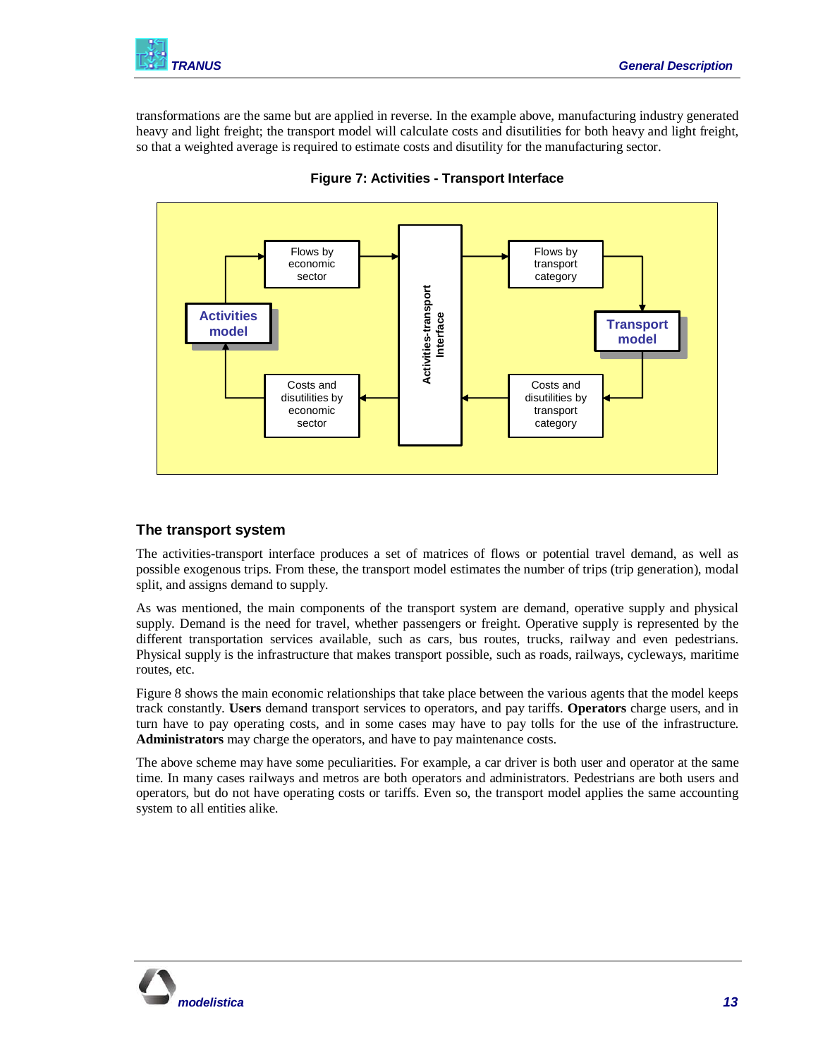transformations are the same but are applied in reverse. In the example above, manufacturing industry generated heavy and light freight; the transport model will calculate costs and disutilities for both heavy and light freight, so that a weighted average is required to estimate costs and disutility for the manufacturing sector.

**Figure 7: Activities - Transport Interface**

## The transport system

The activities-transport interface produces a set of matrices of flows or potential travel demand, as well as possible exogenous trips. From these, the transport model estimates the number of trips (trip generation), modal split, and assigns demand to supply.

As was mentioned, the main components of the transport system are demand, operative supply and physical supply. Demand is the need for travel, whether passengers or freight. Operative supply is represented by the different transportation services available, such as cars, bus routes, trucks, railway and even pedestrians. Physical supply is the infrastructure that makes transport possible, such as roads, railways, cycleways, maritime routes, etc.

Figure 8 shows the main economic relationships that take place between the various agents that the model keeps track constantly. **Users** demand transport services to operators, and pay tariffs. **Operators** charge users, and in turn have to pay operating costs, and in some cases may have to pay tolls for the use of the infrastructure. **Administrators** may charge the operators, and have to pay maintenance costs.

The above scheme may have some peculiarities. For example, a car driver is both user and operator at the same time. In many cases railways and metros are both operators and administrators. Pedestrians are both users and operators, but do not have operating costs or tariffs. Even so, the transport model applies the same accounting system to all entities alike.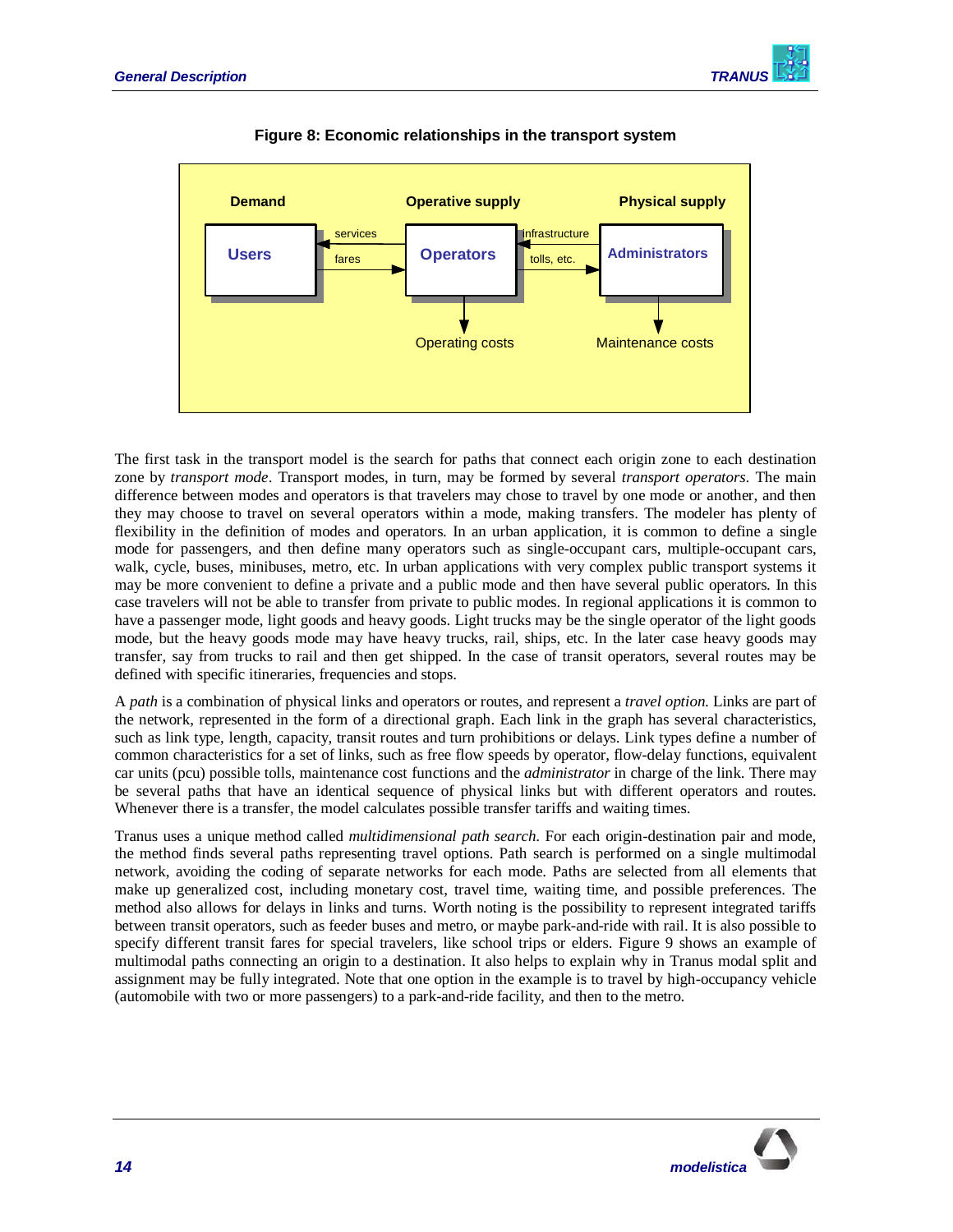**Figure 8: Economic relationships in the transport system**

Demand

Operative supply

Physical supply

Users

services

fares

Operators

infrastructure

tolls, etc.

Administrators

Operating costs

Maintenance costs

The first task in the transport model is the search for paths that connect each origin zone to each destination zone by *transport mode*. Transport modes, in turn, may be formed by several *transport operators*. The main difference between modes and operators is that travelers may chose to travel by one mode or another, and then they may choose to travel on several operators within a mode, making transfers. The modeler has plenty of flexibility in the definition of modes and operators. In an urban application, it is common to define a single mode for passengers, and then define many operators such as single-occupant cars, multiple-occupant cars, walk, cycle, buses, minibuses, metro, etc. In urban applications with very complex public transport systems it may be more convenient to define a private and a public mode and then have several public operators. In this case travelers will not be able to transfer from private to public modes. In regional applications it is common to have a passenger mode, light goods and heavy goods. Light trucks may be the single operator of the light goods mode, but the heavy goods mode may have heavy trucks, rail, ships, etc. In the later case heavy goods may transfer, say from trucks to rail and then get shipped. In the case of transit operators, several routes may be defined with specific itineraries, frequencies and stops.

A *path* is a combination of physical links and operators or routes, and represent a *travel option*. Links are part of the network, represented in the form of a directional graph. Each link in the graph has several characteristics, such as link type, length, capacity, transit routes and turn prohibitions or delays. Link types define a number of common characteristics for a set of links, such as free flow speeds by operator, flow-delay functions, equivalent car units (pcu) possible tolls, maintenance cost functions and the *administrator* in charge of the link. There may be several paths that have an identical sequence of physical links but with different operators and routes. Whenever there is a transfer, the model calculates possible transfer tariffs and waiting times.

Tranus uses a unique method called *multidimensional path search*. For each origin-destination pair and mode, the method finds several paths representing travel options. Path search is performed on a single multimodal network, avoiding the coding of separate networks for each mode. Paths are selected from all elements that make up generalized cost, including monetary cost, travel time, waiting time, and possible preferences. The method also allows for delays in links and turns. Worth noting is the possibility to represent integrated tariffs between transit operators, such as feeder buses and metro, or maybe park-and-ride with rail. It is also possible to specify different transit fares for special travelers, like school trips or elders. Figure 9 shows an example of multimodal paths connecting an origin to a destination. It also helps to explain why in Tranus modal split and assignment may be fully integrated. Note that one option in the example is to travel by high-occupancy vehicle (automobile with two or more passengers) to a park-and-ride facility, and then to the metro.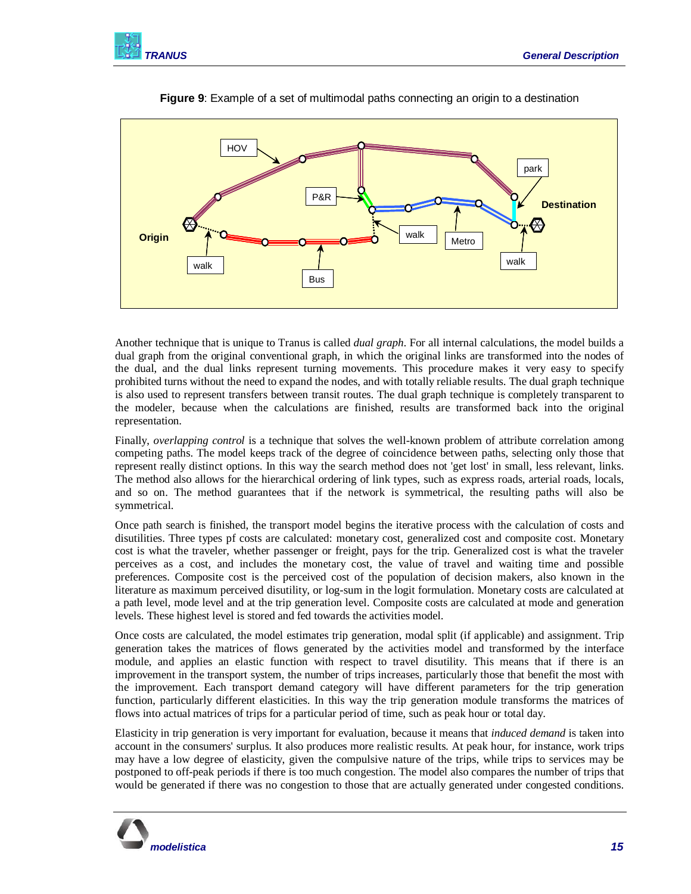**Figure 9**: Example of a set of multimodal paths connecting an origin to a destination

HOV

P&R

park

Destination

Origin

walk

Bus

walk

Metro

walk

Another technique that is unique to Tranus is called *dual graph*. For all internal calculations, the model builds a dual graph from the original conventional graph, in which the original links are transformed into the nodes of the dual, and the dual links represent turning movements. This procedure makes it very easy to specify prohibited turns without the need to expand the nodes, and with totally reliable results. The dual graph technique is also used to represent transfers between transit routes. The dual graph technique is completely transparent to the modeler, because when the calculations are finished, results are transformed back into the original representation.

Finally, *overlapping control* is a technique that solves the well-known problem of attribute correlation among competing paths. The model keeps track of the degree of coincidence between paths, selecting only those that represent really distinct options. In this way the search method does not 'get lost' in small, less relevant, links. The method also allows for the hierarchical ordering of link types, such as express roads, arterial roads, locals, and so on. The method guarantees that if the network is symmetrical, the resulting paths will also be symmetrical.

Once path search is finished, the transport model begins the iterative process with the calculation of costs and disutilities. Three types pf costs are calculated: monetary cost, generalized cost and composite cost. Monetary cost is what the traveler, whether passenger or freight, pays for the trip. Generalized cost is what the traveler perceives as a cost, and includes the monetary cost, the value of travel and waiting time and possible preferences. Composite cost is the perceived cost of the population of decision makers, also known in the literature as maximum perceived disutility, or log-sum in the logit formulation. Monetary costs are calculated at a path level, mode level and at the trip generation level. Composite costs are calculated at mode and generation levels. These highest level is stored and fed towards the activities model.

Once costs are calculated, the model estimates trip generation, modal split (if applicable) and assignment. Trip generation takes the matrices of flows generated by the activities model and transformed by the interface module, and applies an elastic function with respect to travel disutility. This means that if there is an improvement in the transport system, the number of trips increases, particularly those that benefit the most with the improvement. Each transport demand category will have different parameters for the trip generation function, particularly different elasticities. In this way the trip generation module transforms the matrices of flows into actual matrices of trips for a particular period of time, such as peak hour or total day.

Elasticity in trip generation is very important for evaluation, because it means that *induced demand* is taken into account in the consumers' surplus. It also produces more realistic results. At peak hour, for instance, work trips may have a low degree of elasticity, given the compulsive nature of the trips, while trips to services may be postponed to off-peak periods if there is too much congestion. The model also compares the number of trips that would be generated if there was no congestion to those that are actually generated under congested conditions.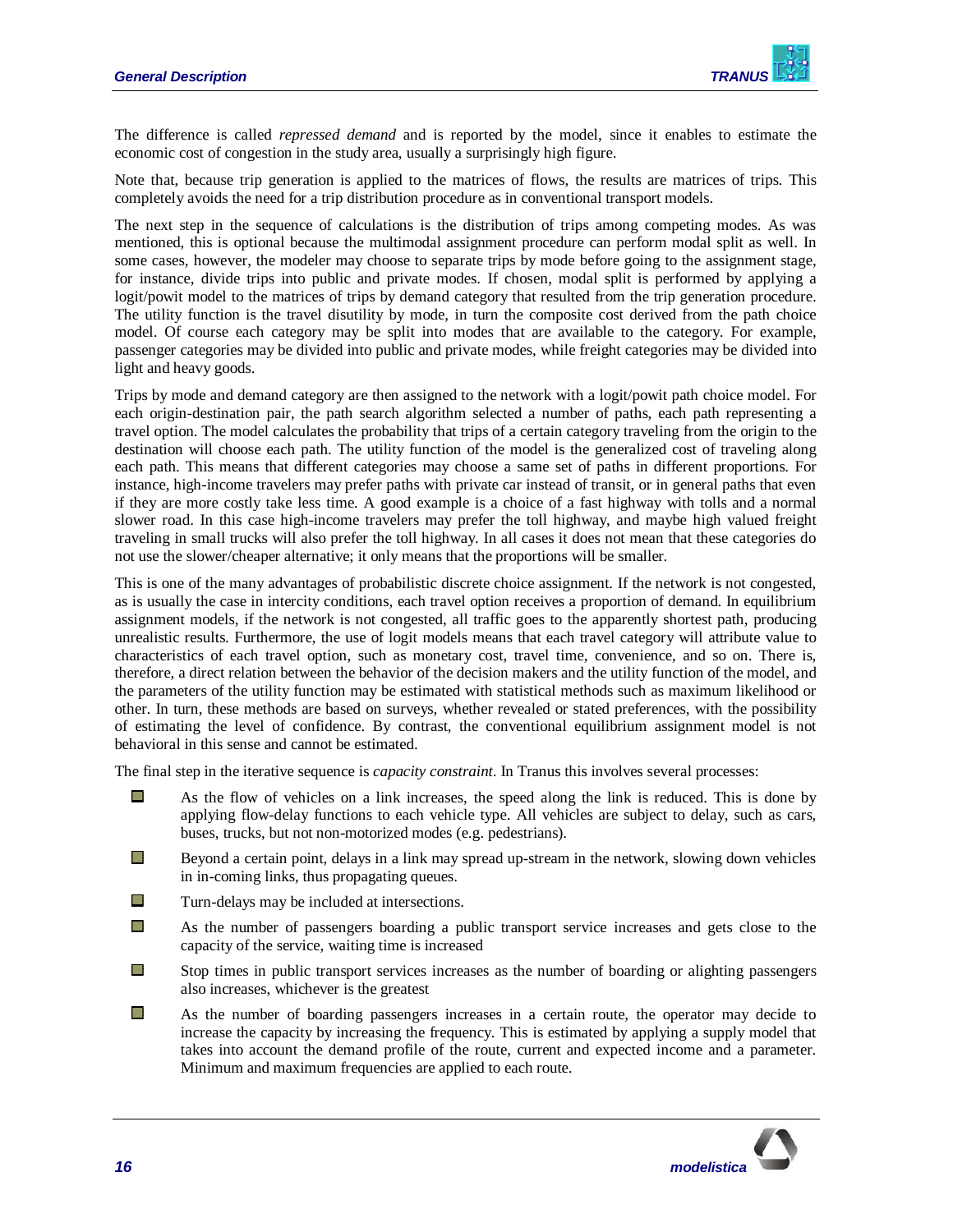The difference is called *repressed demand* and is reported by the model, since it enables to estimate the economic cost of congestion in the study area, usually a surprisingly high figure.

Note that, because trip generation is applied to the matrices of flows, the results are matrices of trips. This completely avoids the need for a trip distribution procedure as in conventional transport models.

The next step in the sequence of calculations is the distribution of trips among competing modes. As was mentioned, this is optional because the multimodal assignment procedure can perform modal split as well. In some cases, however, the modeler may choose to separate trips by mode before going to the assignment stage, for instance, divide trips into public and private modes. If chosen, modal split is performed by applying a logit/powit model to the matrices of trips by demand category that resulted from the trip generation procedure. The utility function is the travel disutility by mode, in turn the composite cost derived from the path choice model. Of course each category may be split into modes that are available to the category. For example, passenger categories may be divided into public and private modes, while freight categories may be divided into light and heavy goods.

Trips by mode and demand category are then assigned to the network with a logit/powit path choice model. For each origin-destination pair, the path search algorithm selected a number of paths, each path representing a travel option. The model calculates the probability that trips of a certain category traveling from the origin to the destination will choose each path. The utility function of the model is the generalized cost of traveling along each path. This means that different categories may choose a same set of paths in different proportions. For instance, high-income travelers may prefer paths with private car instead of transit, or in general paths that even if they are more costly take less time. A good example is a choice of a fast highway with tolls and a normal slower road. In this case high-income travelers may prefer the toll highway, and maybe high valued freight traveling in small trucks will also prefer the toll highway. In all cases it does not mean that these categories do not use the slower/cheaper alternative; it only means that the proportions will be smaller.

This is one of the many advantages of probabilistic discrete choice assignment. If the network is not congested, as is usually the case in intercity conditions, each travel option receives a proportion of demand. In equilibrium assignment models, if the network is not congested, all traffic goes to the apparently shortest path, producing unrealistic results. Furthermore, the use of logit models means that each travel category will attribute value to characteristics of each travel option, such as monetary cost, travel time, convenience, and so on. There is, therefore, a direct relation between the behavior of the decision makers and the utility function of the model, and the parameters of the utility function may be estimated with statistical methods such as maximum likelihood or other. In turn, these methods are based on surveys, whether revealed or stated preferences, with the possibility of estimating the level of confidence. By contrast, the conventional equilibrium assignment model is not behavioral in this sense and cannot be estimated.

The final step in the iterative sequence is *capacity constraint*. In Tranus this involves several processes:

- As the flow of vehicles on a link increases, the speed along the link is reduced. This is done by applying flow-delay functions to each vehicle type. All vehicles are subject to delay, such as cars, buses, trucks, but not non-motorized modes (e.g. pedestrians).
- Beyond a certain point, delays in a link may spread up-stream in the network, slowing down vehicles in in-coming links, thus propagating queues.
- Turn-delays may be included at intersections.
- As the number of passengers boarding a public transport service increases and gets close to the capacity of the service, waiting time is increased
- Stop times in public transport services increases as the number of boarding or alighting passengers also increases, whichever is the greatest
- As the number of boarding passengers increases in a certain route, the operator may decide to increase the capacity by increasing the frequency. This is estimated by applying a supply model that takes into account the demand profile of the route, current and expected income and a parameter. Minimum and maximum frequencies are applied to each route.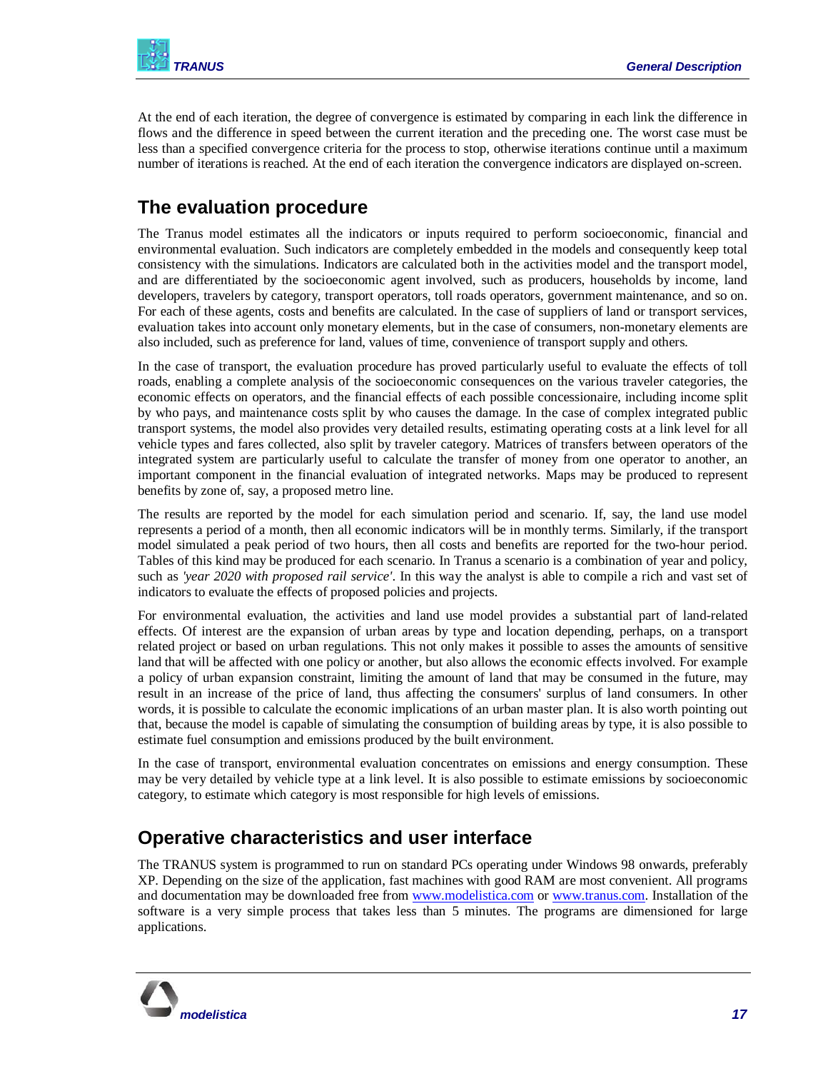At the end of each iteration, the degree of convergence is estimated by comparing in each link the difference in flows and the difference in speed between the current iteration and the preceding one. The worst case must be less than a specified convergence criteria for the process to stop, otherwise iterations continue until a maximum number of iterations is reached. At the end of each iteration the convergence indicators are displayed on-screen.

## The evaluation procedure

The Tranus model estimates all the indicators or inputs required to perform socioeconomic, financial and environmental evaluation. Such indicators are completely embedded in the models and consequently keep total consistency with the simulations. Indicators are calculated both in the activities model and the transport model, and are differentiated by the socioeconomic agent involved, such as producers, households by income, land developers, travelers by category, transport operators, toll roads operators, government maintenance, and so on. For each of these agents, costs and benefits are calculated. In the case of suppliers of land or transport services, evaluation takes into account only monetary elements, but in the case of consumers, non-monetary elements are also included, such as preference for land, values of time, convenience of transport supply and others.

In the case of transport, the evaluation procedure has proved particularly useful to evaluate the effects of toll roads, enabling a complete analysis of the socioeconomic consequences on the various traveler categories, the economic effects on operators, and the financial effects of each possible concessionaire, including income split by who pays, and maintenance costs split by who causes the damage. In the case of complex integrated public transport systems, the model also provides very detailed results, estimating operating costs at a link level for all vehicle types and fares collected, also split by traveler category. Matrices of transfers between operators of the integrated system are particularly useful to calculate the transfer of money from one operator to another, an important component in the financial evaluation of integrated networks. Maps may be produced to represent benefits by zone of, say, a proposed metro line.

The results are reported by the model for each simulation period and scenario. If, say, the land use model represents a period of a month, then all economic indicators will be in monthly terms. Similarly, if the transport model simulated a peak period of two hours, then all costs and benefits are reported for the two-hour period. Tables of this kind may be produced for each scenario. In Tranus a scenario is a combination of year and policy, such as *'year 2020 with proposed rail service'*. In this way the analyst is able to compile a rich and vast set of indicators to evaluate the effects of proposed policies and projects.

For environmental evaluation, the activities and land use model provides a substantial part of land-related effects. Of interest are the expansion of urban areas by type and location depending, perhaps, on a transport related project or based on urban regulations. This not only makes it possible to asses the amounts of sensitive land that will be affected with one policy or another, but also allows the economic effects involved. For example a policy of urban expansion constraint, limiting the amount of land that may be consumed in the future, may result in an increase of the price of land, thus affecting the consumers' surplus of land consumers. In other words, it is possible to calculate the economic implications of an urban master plan. It is also worth pointing out that, because the model is capable of simulating the consumption of building areas by type, it is also possible to estimate fuel consumption and emissions produced by the built environment.

In the case of transport, environmental evaluation concentrates on emissions and energy consumption. These may be very detailed by vehicle type at a link level. It is also possible to estimate emissions by socioeconomic category, to estimate which category is most responsible for high levels of emissions.

## Operative characteristics and user interface

The TRANUS system is programmed to run on standard PCs operating under Windows 98 onwards, preferably XP. Depending on the size of the application, fast machines with good RAM are most convenient. All programs and documentation may be downloaded free from [www.modelistica.com](www.modelistica.com) or [www.tranus.com](www.tranus.com). Installation of the software is a very simple process that takes less than 5 minutes. The programs are dimensioned for large applications.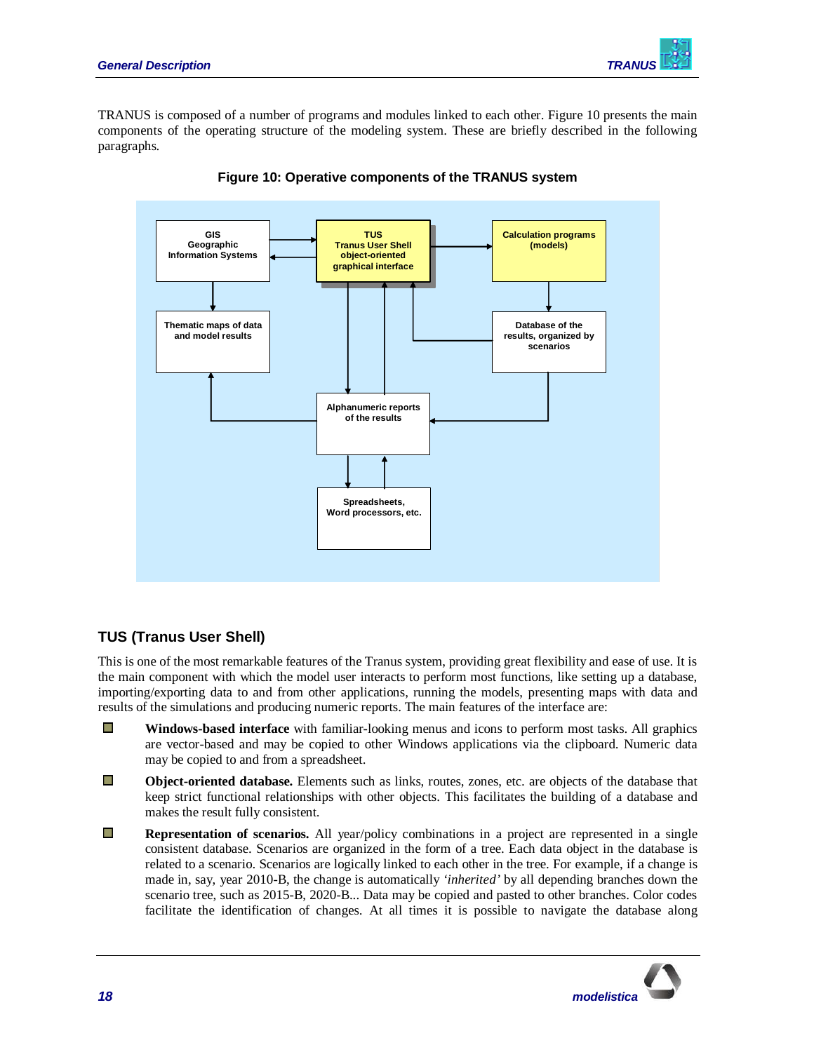TRANUS is composed of a number of programs and modules linked to each other. Figure 10 presents the main components of the operating structure of the modeling system. These are briefly described in the following paragraphs.

**Figure 10: Operative components of the TRANUS system**

GIS
Geographic
Information Systems

TUS
Tranus User Shell
object-oriented
graphical interface

Calculation programs
(models)

Thematic maps of data
and model results

Database of the
results, organized by
scenarios

Alphanumeric reports
of the results

Spreadsheets,
Word processors, etc.

## TUS (Tranus User Shell)

This is one of the most remarkable features of the Tranus system, providing great flexibility and ease of use. It is the main component with which the model user interacts to perform most functions, like setting up a database, importing/exporting data to and from other applications, running the models, presenting maps with data and results of the simulations and producing numeric reports. The main features of the interface are:

- **Windows-based interface** with familiar-looking menus and icons to perform most tasks. All graphics are vector-based and may be copied to other Windows applications via the clipboard. Numeric data may be copied to and from a spreadsheet.
- **Object-oriented database.** Elements such as links, routes, zones, etc. are objects of the database that keep strict functional relationships with other objects. This facilitates the building of a database and makes the result fully consistent.
- **Representation of scenarios.** All year/policy combinations in a project are represented in a single consistent database. Scenarios are organized in the form of a tree. Each data object in the database is related to a scenario. Scenarios are logically linked to each other in the tree. For example, if a change is made in, say, year 2010-B, the change is automatically *'inherited'* by all depending branches down the scenario tree, such as 2015-B, 2020-B... Data may be copied and pasted to other branches. Color codes facilitate the identification of changes. At all times it is possible to navigate the database along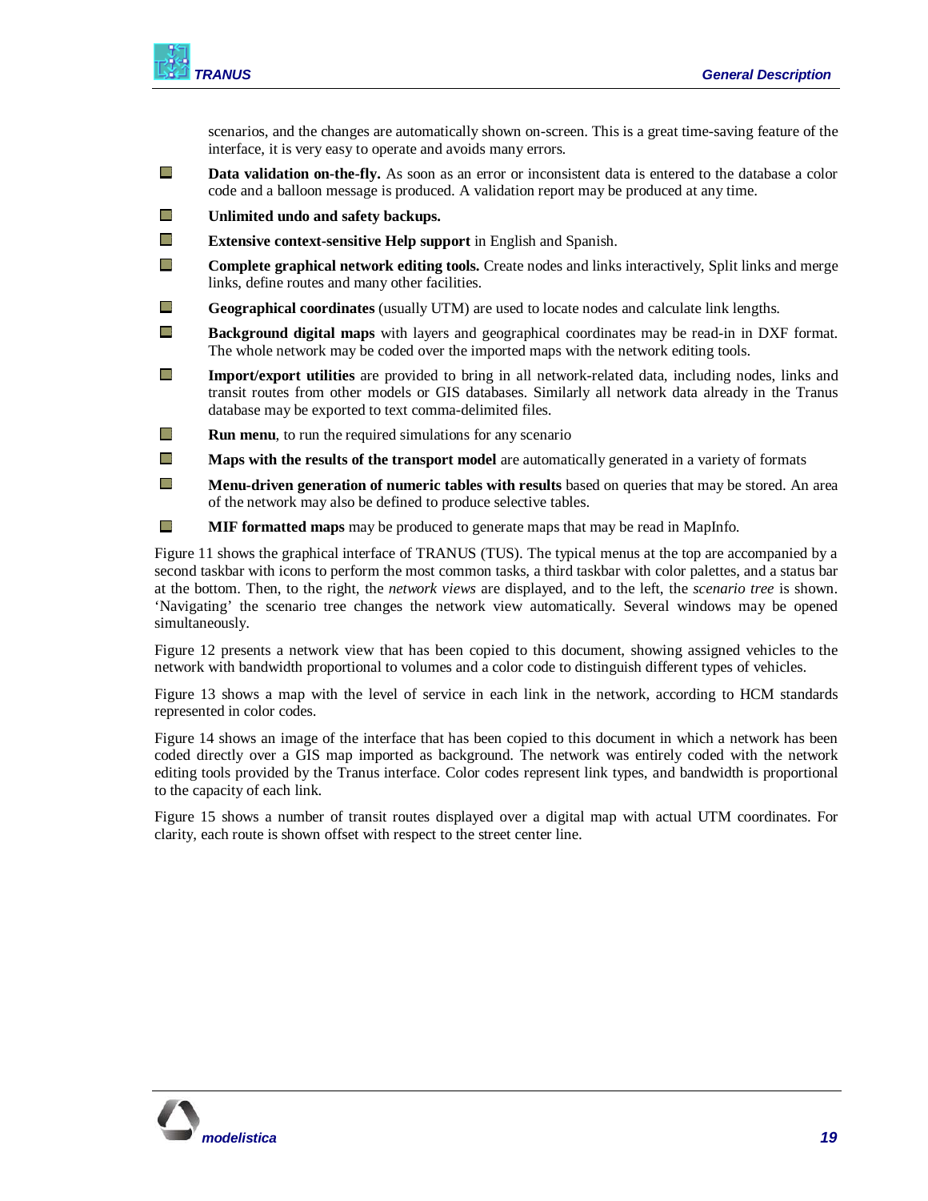scenarios, and the changes are automatically shown on-screen. This is a great time-saving feature of the interface, it is very easy to operate and avoids many errors.

- **Data validation on-the-fly.** As soon as an error or inconsistent data is entered to the database a color code and a balloon message is produced. A validation report may be produced at any time.
- **Unlimited undo and safety backups.**
- **Extensive context-sensitive Help support** in English and Spanish.
- **Complete graphical network editing tools.** Create nodes and links interactively, Split links and merge links, define routes and many other facilities.
- **Geographical coordinates** (usually UTM) are used to locate nodes and calculate link lengths.
- **Background digital maps** with layers and geographical coordinates may be read-in in DXF format. The whole network may be coded over the imported maps with the network editing tools.
- **Import/export utilities** are provided to bring in all network-related data, including nodes, links and transit routes from other models or GIS databases. Similarly all network data already in the Tranus database may be exported to text comma-delimited files.
- **Run menu**, to run the required simulations for any scenario
- **Maps with the results of the transport model** are automatically generated in a variety of formats
- **Menu-driven generation of numeric tables with results** based on queries that may be stored. An area of the network may also be defined to produce selective tables.
- **MIF formatted maps** may be produced to generate maps that may be read in MapInfo.

Figure 11 shows the graphical interface of TRANUS (TUS). The typical menus at the top are accompanied by a second taskbar with icons to perform the most common tasks, a third taskbar with color palettes, and a status bar at the bottom. Then, to the right, the *network views* are displayed, and to the left, the *scenario tree* is shown. 'Navigating' the scenario tree changes the network view automatically. Several windows may be opened simultaneously.

Figure 12 presents a network view that has been copied to this document, showing assigned vehicles to the network with bandwidth proportional to volumes and a color code to distinguish different types of vehicles.

Figure 13 shows a map with the level of service in each link in the network, according to HCM standards represented in color codes.

Figure 14 shows an image of the interface that has been copied to this document in which a network has been coded directly over a GIS map imported as background. The network was entirely coded with the network editing tools provided by the Tranus interface. Color codes represent link types, and bandwidth is proportional to the capacity of each link.

Figure 15 shows a number of transit routes displayed over a digital map with actual UTM coordinates. For clarity, each route is shown offset with respect to the street center line.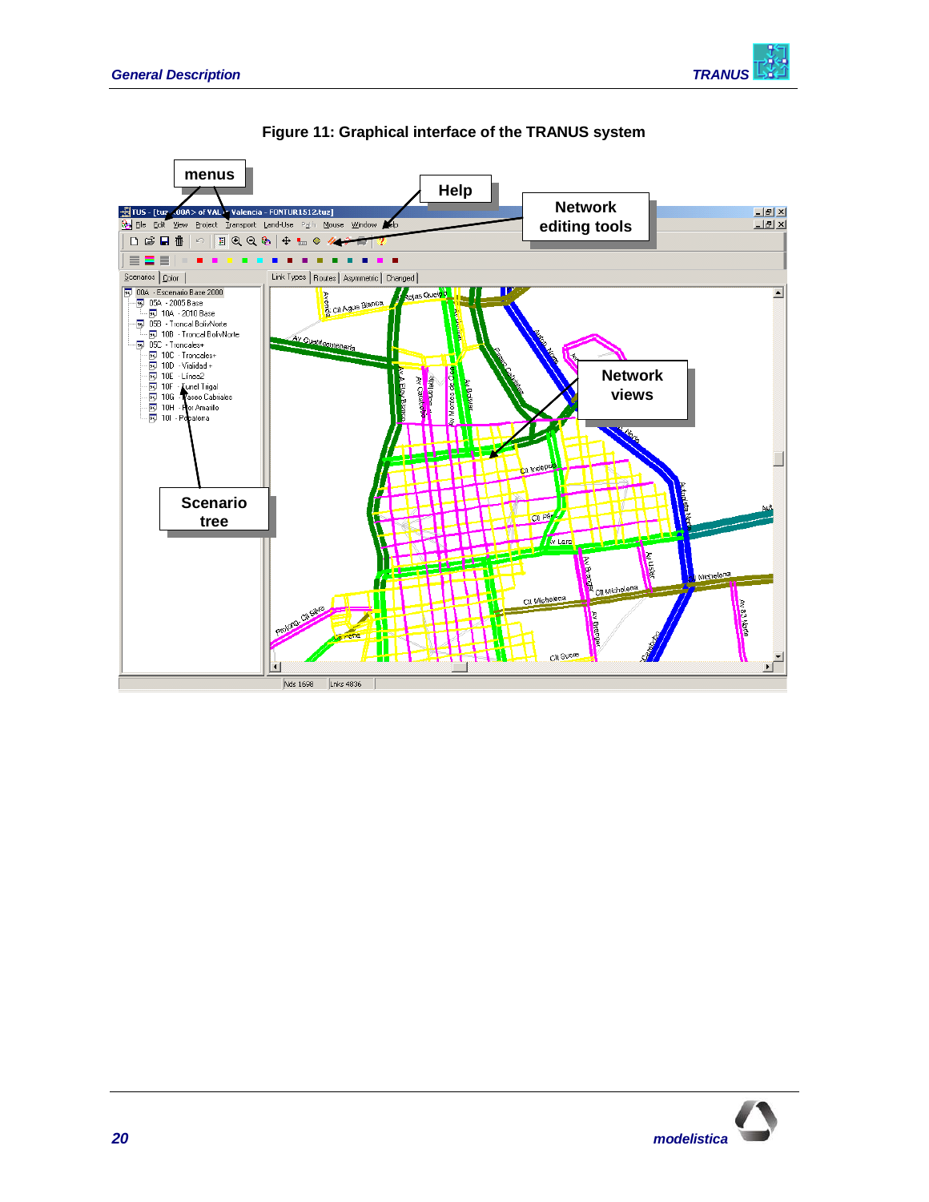**Figure 11: Graphical interface of the TRANUS system**

menus

Help

Network editing tools

Network views

Scenario tree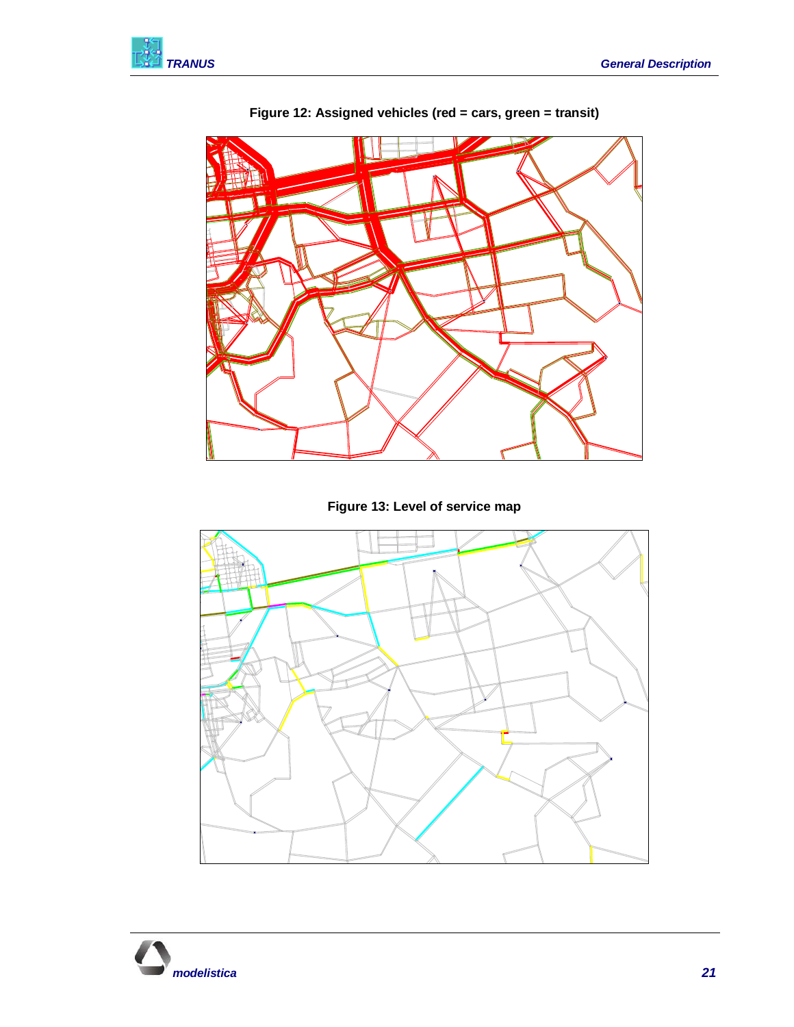**Figure 12: Assigned vehicles (red = cars, green = transit)**

**Figure 13: Level of service map**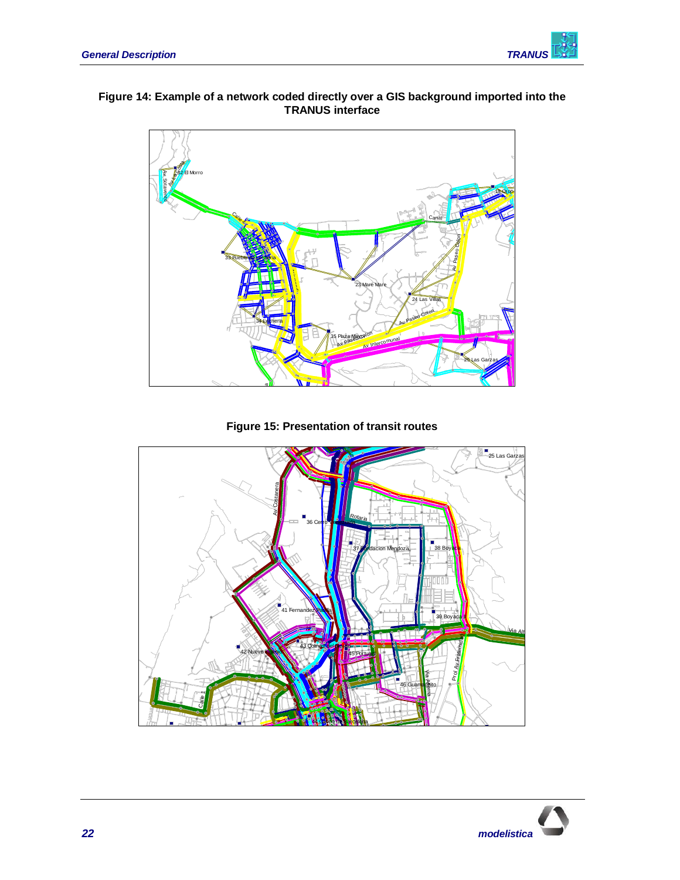**Figure 14: Example of a network coded directly over a GIS background imported into the TRANUS interface**

**Figure 15: Presentation of transit routes**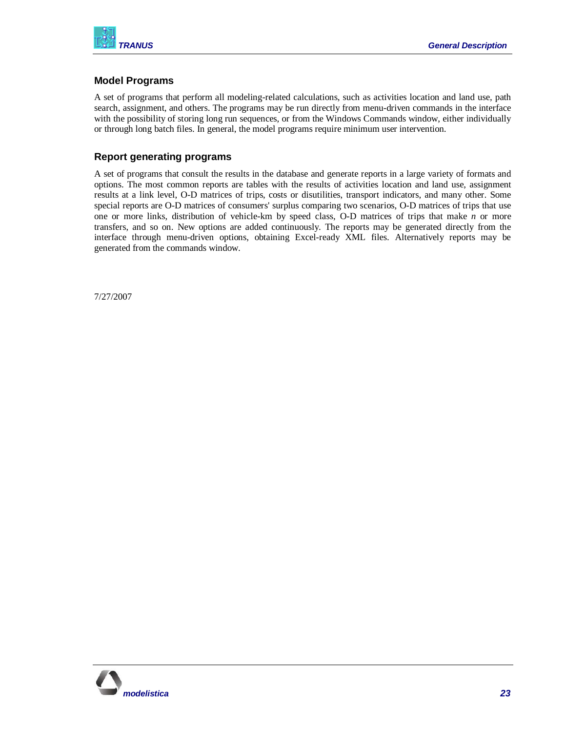## Model Programs

A set of programs that perform all modeling-related calculations, such as activities location and land use, path search, assignment, and others. The programs may be run directly from menu-driven commands in the interface with the possibility of storing long run sequences, or from the Windows Commands window, either individually or through long batch files. In general, the model programs require minimum user intervention.

## Report generating programs

A set of programs that consult the results in the database and generate reports in a large variety of formats and options. The most common reports are tables with the results of activities location and land use, assignment results at a link level, O-D matrices of trips, costs or disutilities, transport indicators, and many other. Some special reports are O-D matrices of consumers' surplus comparing two scenarios, O-D matrices of trips that use one or more links, distribution of vehicle-km by speed class, O-D matrices of trips that make *n* or more transfers, and so on. New options are added continuously. The reports may be generated directly from the interface through menu-driven options, obtaining Excel-ready XML files. Alternatively reports may be generated from the commands window.

7/27/2007